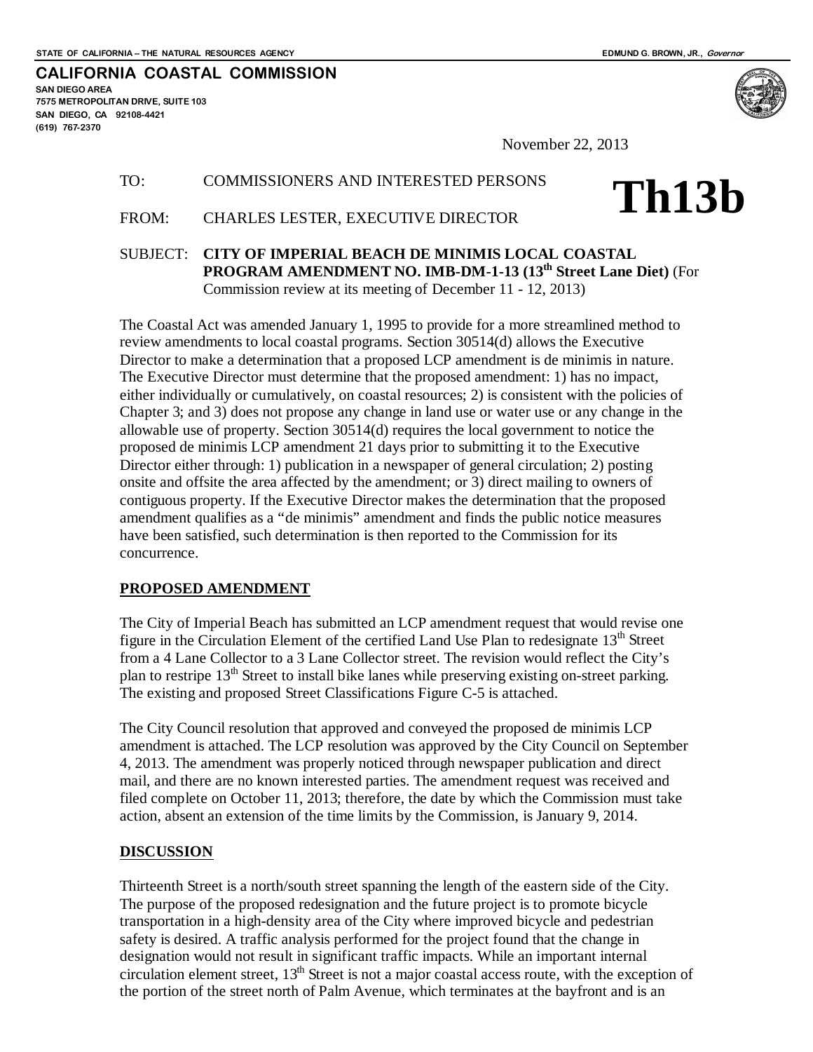STATE OF CALIFORNIA – THE NATURAL RESOURCES AGENCY — EDMUND G. BROWN, JR., *Governor*

**CALIFORNIA COASTAL COMMISSION**
SAN DIEGO AREA
7575 METROPOLITAN DRIVE, SUITE 103
SAN DIEGO, CA 92108-4421
(619) 767-2370

November 22, 2013

# Th13b

TO: COMMISSIONERS AND INTERESTED PERSONS

FROM: CHARLES LESTER, EXECUTIVE DIRECTOR

SUBJECT: **CITY OF IMPERIAL BEACH DE MINIMIS LOCAL COASTAL PROGRAM AMENDMENT NO. IMB-DM-1-13 (13th Street Lane Diet)** (For Commission review at its meeting of December 11 - 12, 2013)

The Coastal Act was amended January 1, 1995 to provide for a more streamlined method to review amendments to local coastal programs. Section 30514(d) allows the Executive Director to make a determination that a proposed LCP amendment is de minimis in nature. The Executive Director must determine that the proposed amendment: 1) has no impact, either individually or cumulatively, on coastal resources; 2) is consistent with the policies of Chapter 3; and 3) does not propose any change in land use or water use or any change in the allowable use of property. Section 30514(d) requires the local government to notice the proposed de minimis LCP amendment 21 days prior to submitting it to the Executive Director either through: 1) publication in a newspaper of general circulation; 2) posting onsite and offsite the area affected by the amendment; or 3) direct mailing to owners of contiguous property. If the Executive Director makes the determination that the proposed amendment qualifies as a "de minimis" amendment and finds the public notice measures have been satisfied, such determination is then reported to the Commission for its concurrence.

## PROPOSED AMENDMENT

The City of Imperial Beach has submitted an LCP amendment request that would revise one figure in the Circulation Element of the certified Land Use Plan to redesignate 13th Street from a 4 Lane Collector to a 3 Lane Collector street. The revision would reflect the City's plan to restripe 13th Street to install bike lanes while preserving existing on-street parking. The existing and proposed Street Classifications Figure C-5 is attached.

The City Council resolution that approved and conveyed the proposed de minimis LCP amendment is attached. The LCP resolution was approved by the City Council on September 4, 2013. The amendment was properly noticed through newspaper publication and direct mail, and there are no known interested parties. The amendment request was received and filed complete on October 11, 2013; therefore, the date by which the Commission must take action, absent an extension of the time limits by the Commission, is January 9, 2014.

## DISCUSSION

Thirteenth Street is a north/south street spanning the length of the eastern side of the City. The purpose of the proposed redesignation and the future project is to promote bicycle transportation in a high-density area of the City where improved bicycle and pedestrian safety is desired. A traffic analysis performed for the project found that the change in designation would not result in significant traffic impacts. While an important internal circulation element street, 13th Street is not a major coastal access route, with the exception of the portion of the street north of Palm Avenue, which terminates at the bayfront and is an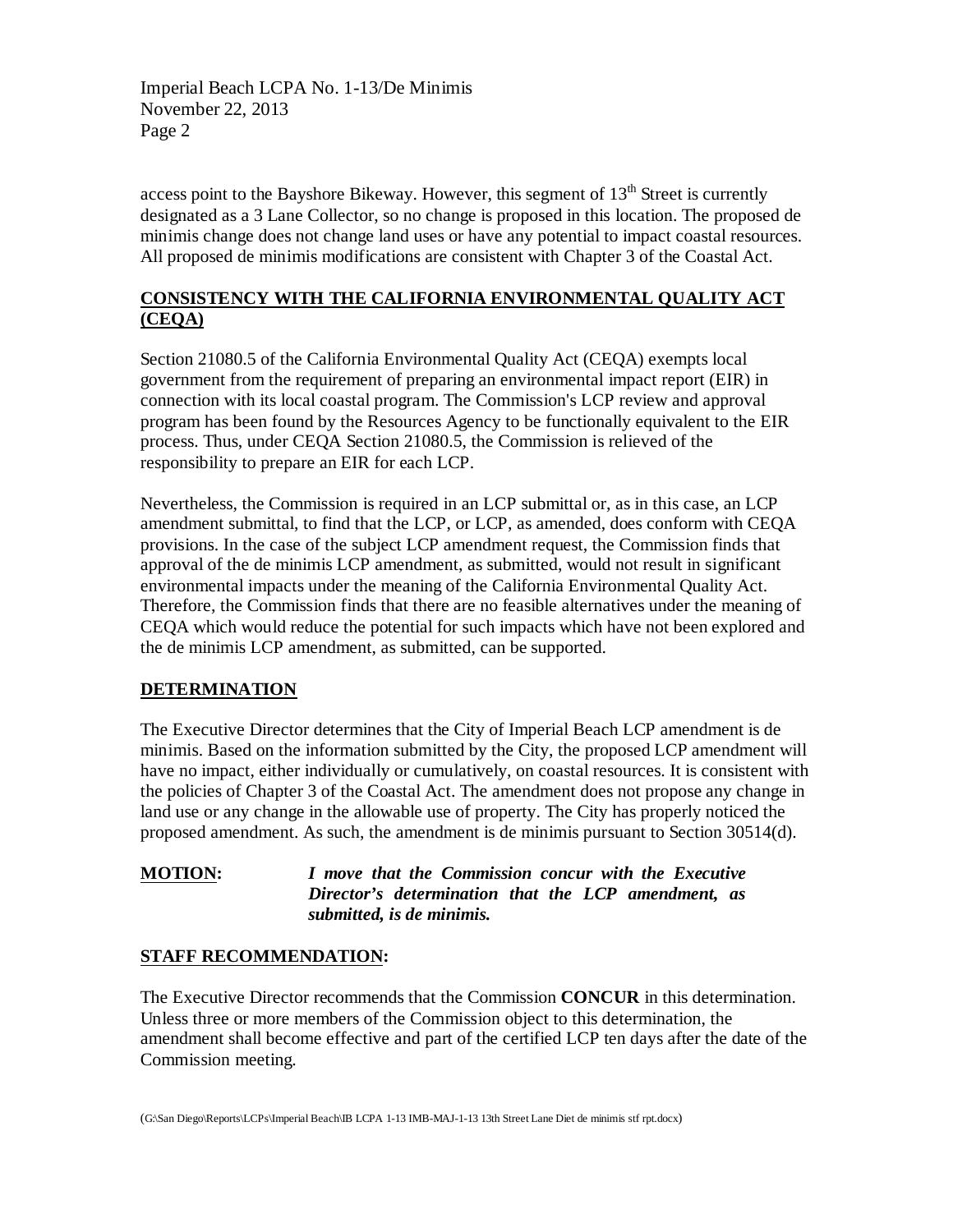access point to the Bayshore Bikeway. However, this segment of 13th Street is currently designated as a 3 Lane Collector, so no change is proposed in this location. The proposed de minimis change does not change land uses or have any potential to impact coastal resources. All proposed de minimis modifications are consistent with Chapter 3 of the Coastal Act.

## CONSISTENCY WITH THE CALIFORNIA ENVIRONMENTAL QUALITY ACT (CEQA)

Section 21080.5 of the California Environmental Quality Act (CEQA) exempts local government from the requirement of preparing an environmental impact report (EIR) in connection with its local coastal program. The Commission's LCP review and approval program has been found by the Resources Agency to be functionally equivalent to the EIR process. Thus, under CEQA Section 21080.5, the Commission is relieved of the responsibility to prepare an EIR for each LCP.

Nevertheless, the Commission is required in an LCP submittal or, as in this case, an LCP amendment submittal, to find that the LCP, or LCP, as amended, does conform with CEQA provisions. In the case of the subject LCP amendment request, the Commission finds that approval of the de minimis LCP amendment, as submitted, would not result in significant environmental impacts under the meaning of the California Environmental Quality Act. Therefore, the Commission finds that there are no feasible alternatives under the meaning of CEQA which would reduce the potential for such impacts which have not been explored and the de minimis LCP amendment, as submitted, can be supported.

## DETERMINATION

The Executive Director determines that the City of Imperial Beach LCP amendment is de minimis. Based on the information submitted by the City, the proposed LCP amendment will have no impact, either individually or cumulatively, on coastal resources. It is consistent with the policies of Chapter 3 of the Coastal Act. The amendment does not propose any change in land use or any change in the allowable use of property. The City has properly noticed the proposed amendment. As such, the amendment is de minimis pursuant to Section 30514(d).

**MOTION:** ***I move that the Commission concur with the Executive Director's determination that the LCP amendment, as submitted, is de minimis.***

## STAFF RECOMMENDATION:

The Executive Director recommends that the Commission **CONCUR** in this determination. Unless three or more members of the Commission object to this determination, the amendment shall become effective and part of the certified LCP ten days after the date of the Commission meeting.

(G:\San Diego\Reports\LCPs\Imperial Beach\IB LCPA 1-13 IMB-MAJ-1-13 13th Street Lane Diet de minimis stf rpt.docx)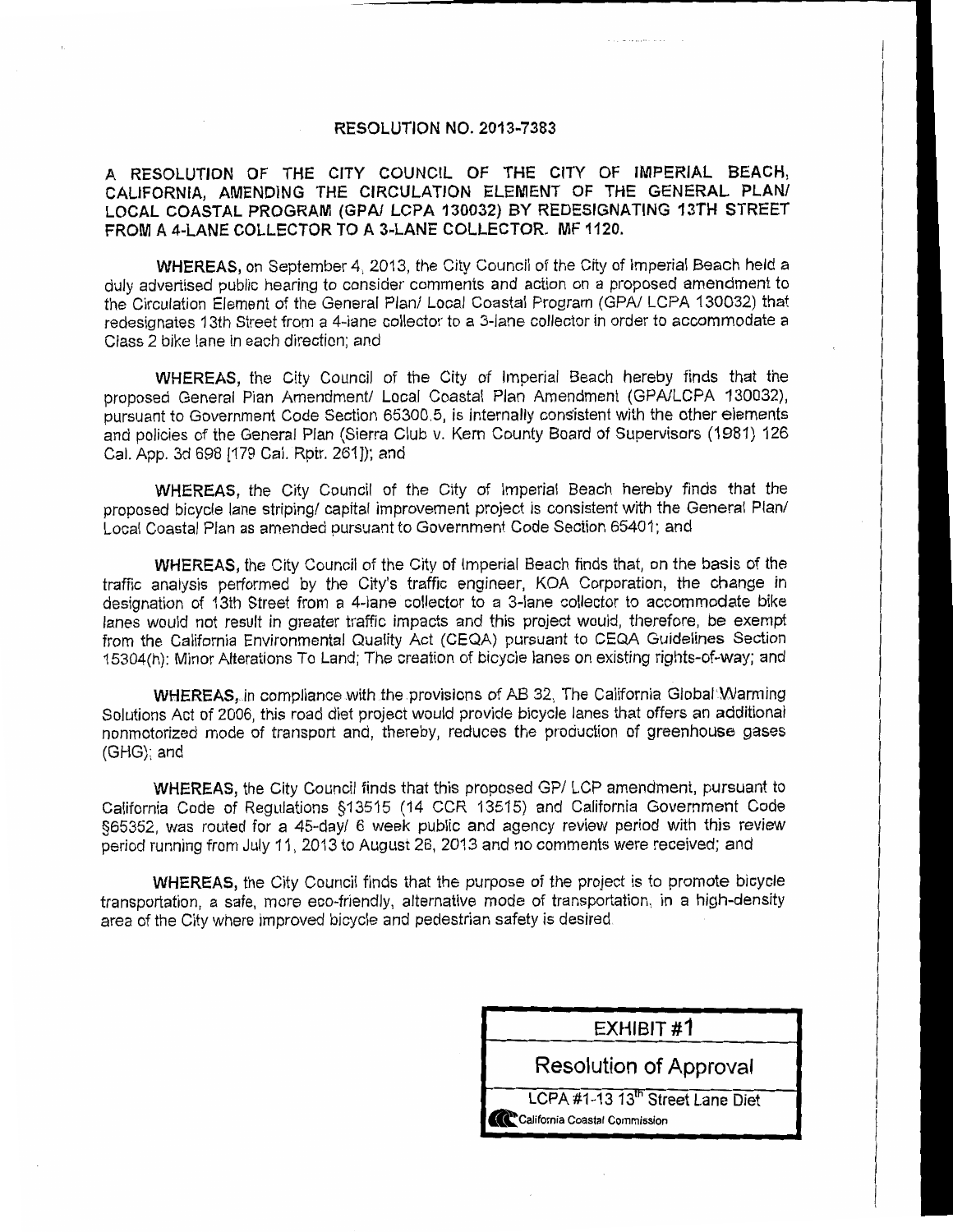RESOLUTION NO. 2013-7383

**A RESOLUTION OF THE CITY COUNCIL OF THE CITY OF IMPERIAL BEACH, CALIFORNIA, AMENDING THE CIRCULATION ELEMENT OF THE GENERAL PLAN/ LOCAL COASTAL PROGRAM (GPA/ LCPA 130032) BY REDESIGNATING 13TH STREET FROM A 4-LANE COLLECTOR TO A 3-LANE COLLECTOR. MF 1120.**

**WHEREAS,** on September 4, 2013, the City Council of the City of Imperial Beach held a duly advertised public hearing to consider comments and action on a proposed amendment to the Circulation Element of the General Plan/ Local Coastal Program (GPA/ LCPA 130032) that redesignates 13th Street from a 4-lane collector to a 3-lane collector in order to accommodate a Class 2 bike lane in each direction; and

**WHEREAS,** the City Council of the City of Imperial Beach hereby finds that the proposed General Plan Amendment/ Local Coastal Plan Amendment (GPA/LCPA 130032), pursuant to Government Code Section 65300.5, is internally consistent with the other elements and policies of the General Plan (Sierra Club v. Kern County Board of Supervisors (1981) 126 Cal. App. 3d 698 [179 Cal. Rptr. 261]); and

**WHEREAS,** the City Council of the City of Imperial Beach hereby finds that the proposed bicycle lane striping/ capital improvement project is consistent with the General Plan/ Local Coastal Plan as amended pursuant to Government Code Section 65401; and

**WHEREAS,** the City Council of the City of Imperial Beach finds that, on the basis of the traffic analysis performed by the City's traffic engineer, KOA Corporation, the change in designation of 13th Street from a 4-lane collector to a 3-lane collector to accommodate bike lanes would not result in greater traffic impacts and this project would, therefore, be exempt from the California Environmental Quality Act (CEQA) pursuant to CEQA Guidelines Section 15304(h): Minor Alterations To Land; The creation of bicycle lanes on existing rights-of-way; and

**WHEREAS,** in compliance with the provisions of AB 32, The California Global Warming Solutions Act of 2006, this road diet project would provide bicycle lanes that offers an additional nonmotorized mode of transport and, thereby, reduces the production of greenhouse gases (GHG); and

**WHEREAS,** the City Council finds that this proposed GP/ LCP amendment, pursuant to California Code of Regulations §13515 (14 CCR 13515) and California Government Code §65352, was routed for a 45-day/ 6 week public and agency review period with this review period running from July 11, 2013 to August 26, 2013 and no comments were received; and

**WHEREAS,** the City Council finds that the purpose of the project is to promote bicycle transportation, a safe, more eco-friendly, alternative mode of transportation, in a high-density area of the City where improved bicycle and pedestrian safety is desired.

| EXHIBIT #1 |
|---|
| Resolution of Approval |
| LCPA #1-13 13th Street Lane Diet |
| California Coastal Commission |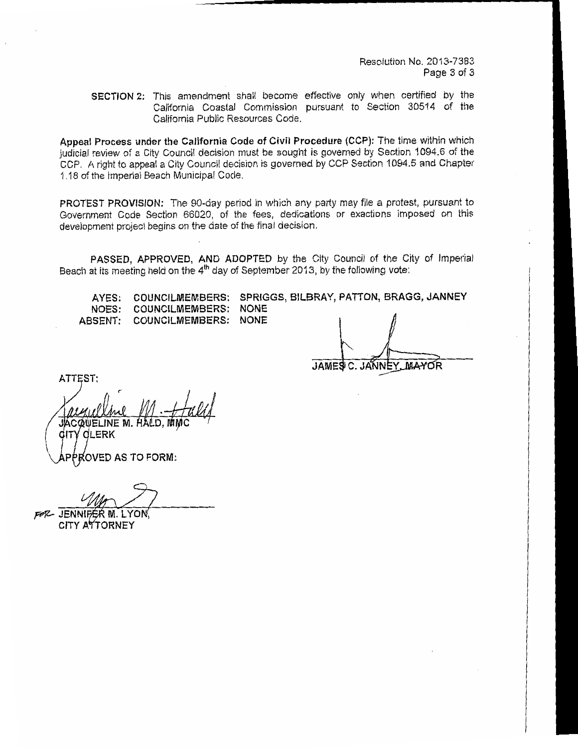**SECTION 2:** This amendment shall become effective only when certified by the California Coastal Commission pursuant to Section 30514 of the California Public Resources Code.

**Appeal Process under the California Code of Civil Procedure (CCP):** The time within which judicial review of a City Council decision must be sought is governed by Section 1094.6 of the CCP. A right to appeal a City Council decision is governed by CCP Section 1094.5 and Chapter 1.18 of the Imperial Beach Municipal Code.

**PROTEST PROVISION:** The 90-day period in which any party may file a protest, pursuant to Government Code Section 66020, of the fees, dedications or exactions imposed on this development project begins on the date of the final decision.

**PASSED, APPROVED, AND ADOPTED** by the City Council of the City of Imperial Beach at its meeting held on the 4th day of September 2013, by the following vote:

AYES: COUNCILMEMBERS: SPRIGGS, BILBRAY, PATTON, BRAGG, JANNEY
NOES: COUNCILMEMBERS: NONE
ABSENT: COUNCILMEMBERS: NONE

JAMES C. JANNEY, MAYOR

ATTEST:

JACQUELINE M. HALD, MMC
CITY CLERK

APPROVED AS TO FORM:

FOR JENNIFER M. LYON,
CITY ATTORNEY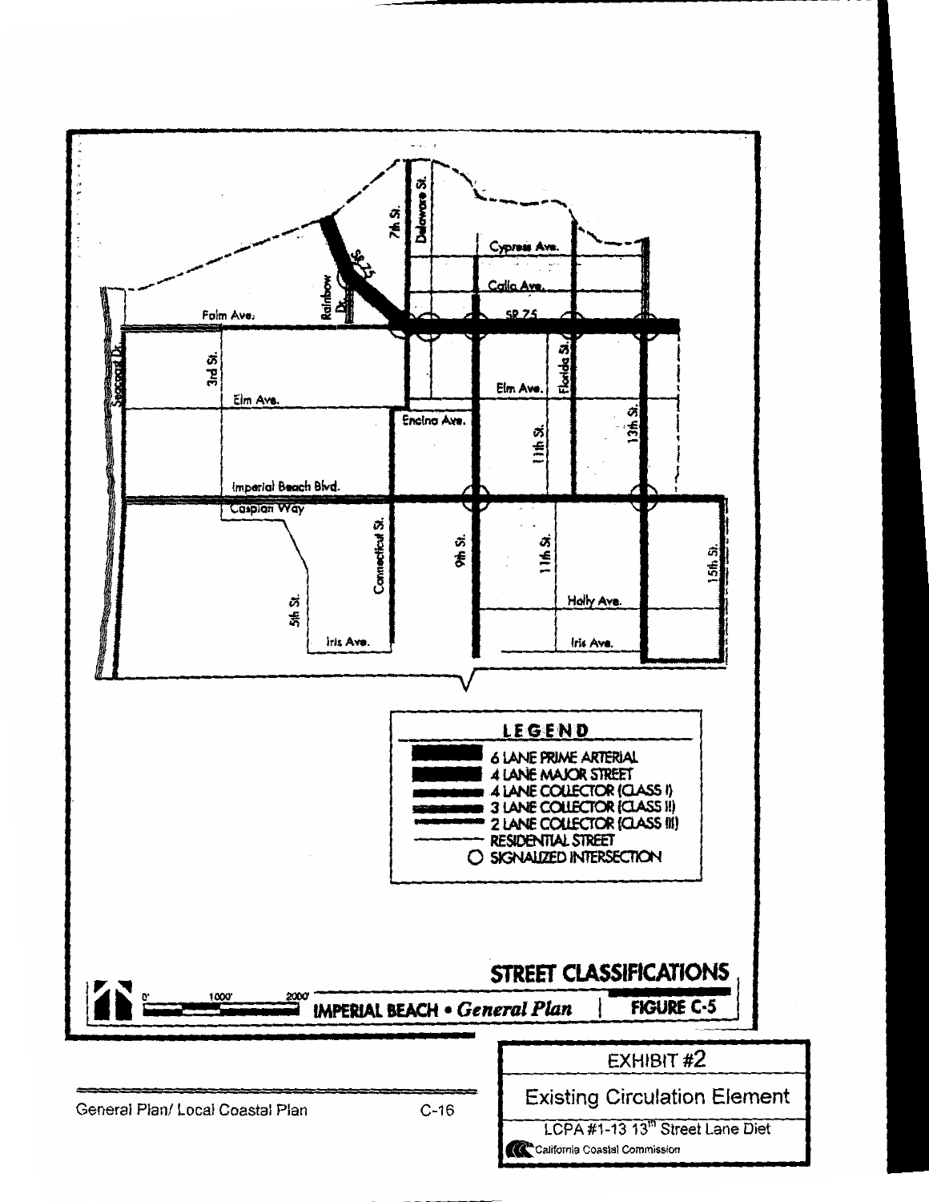Palm Ave.

Seacoast Dr.

3rd St.

Elm Ave.

Rainbow Dr.

SR 75

7th St.

Delaware St.

Cypress Ave.

Calla Ave.

SR 75

Elm Ave.

Florida St.

Encina Ave.

11th St.

13th St.

Imperial Beach Blvd.

Caspian Way

Connecticut St.

9th St.

11th St.

15th St.

5th St.

Holly Ave.

Iris Ave.

Iris Ave.

**LEGEND**

- 6 LANE PRIME ARTERIAL
- 4 LANE MAJOR STREET
- 4 LANE COLLECTOR (CLASS I)
- 3 LANE COLLECTOR (CLASS II)
- 2 LANE COLLECTOR (CLASS III)
- RESIDENTIAL STREET
- ○ SIGNALIZED INTERSECTION

0' 1000' 2000'

**STREET CLASSIFICATIONS**

**IMPERIAL BEACH** • ***General Plan*** | **FIGURE C-5**

General Plan/ Local Coastal Plan C-16

EXHIBIT #2

Existing Circulation Element

LCPA #1-13 13th Street Lane Diet

California Coastal Commission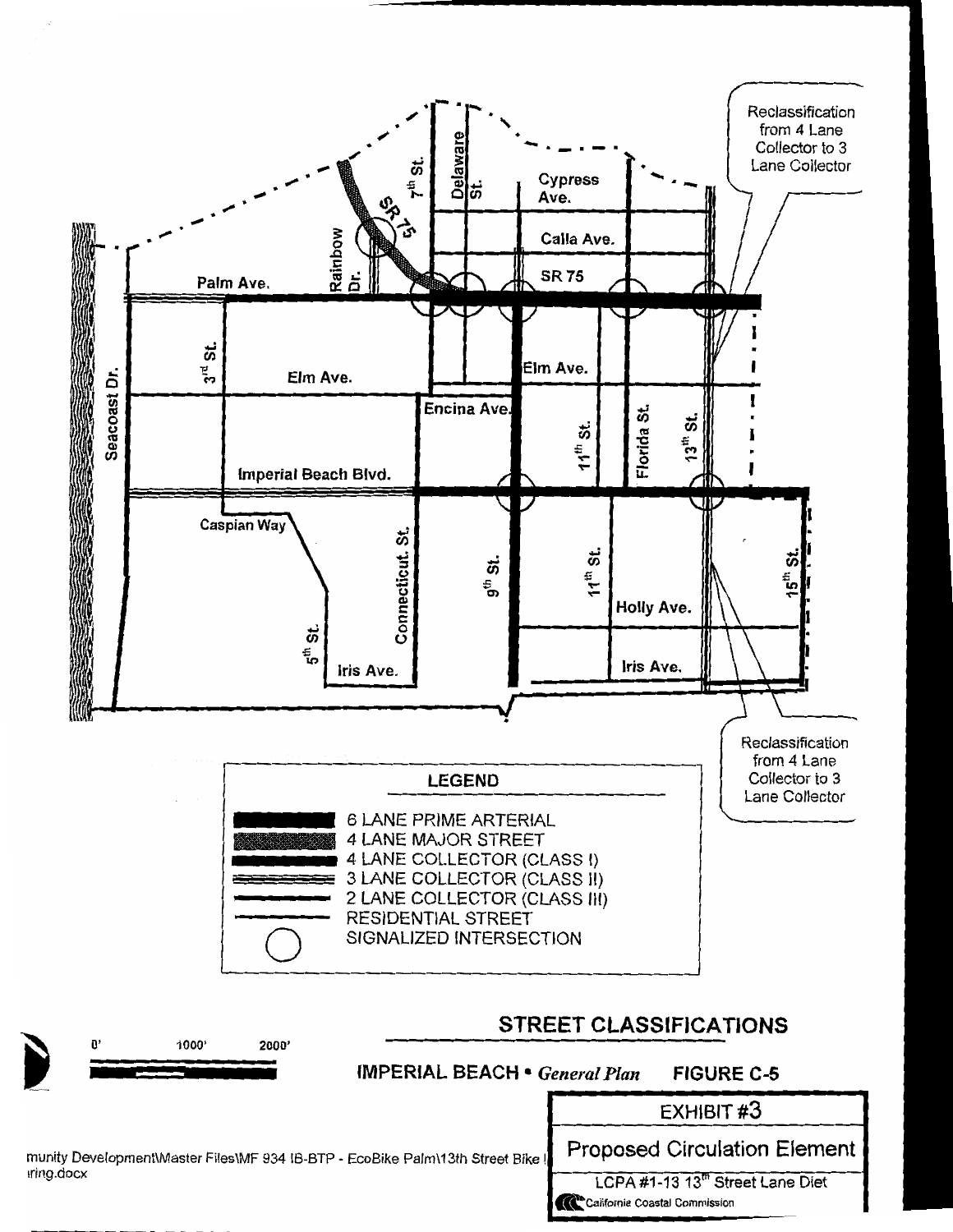Reclassification from 4 Lane Collector to 3 Lane Collector

Seacoast Dr.
Palm Ave.
3rd St.
Elm Ave.
Rainbow Dr.
SR 75
7th St.
Delaware St.
Cypress Ave.
Calla Ave.
SR 75
Elm Ave.
Encina Ave.
11th St.
Florida St.
13th St.
Imperial Beach Blvd.
Caspian Way
Connecticut St.
5th St.
Iris Ave.
9th St.
11th St.
Holly Ave.
Iris Ave.
15th St.

Reclassification from 4 Lane Collector to 3 Lane Collector

**LEGEND**

- 6 LANE PRIME ARTERIAL
- 4 LANE MAJOR STREET
- 4 LANE COLLECTOR (CLASS I)
- 3 LANE COLLECTOR (CLASS II)
- 2 LANE COLLECTOR (CLASS III)
- RESIDENTIAL STREET
- SIGNALIZED INTERSECTION

0' 1000' 2000'

## STREET CLASSIFICATIONS

**IMPERIAL BEACH** • *General Plan* **FIGURE C-5**

EXHIBIT #3

Proposed Circulation Element

LCPA #1-13 13th Street Lane Diet

California Coastal Commission

munity Development\Master Files\MF 934 IB-BTP - EcoBike Palm\13th Street Bike I
ring.docx